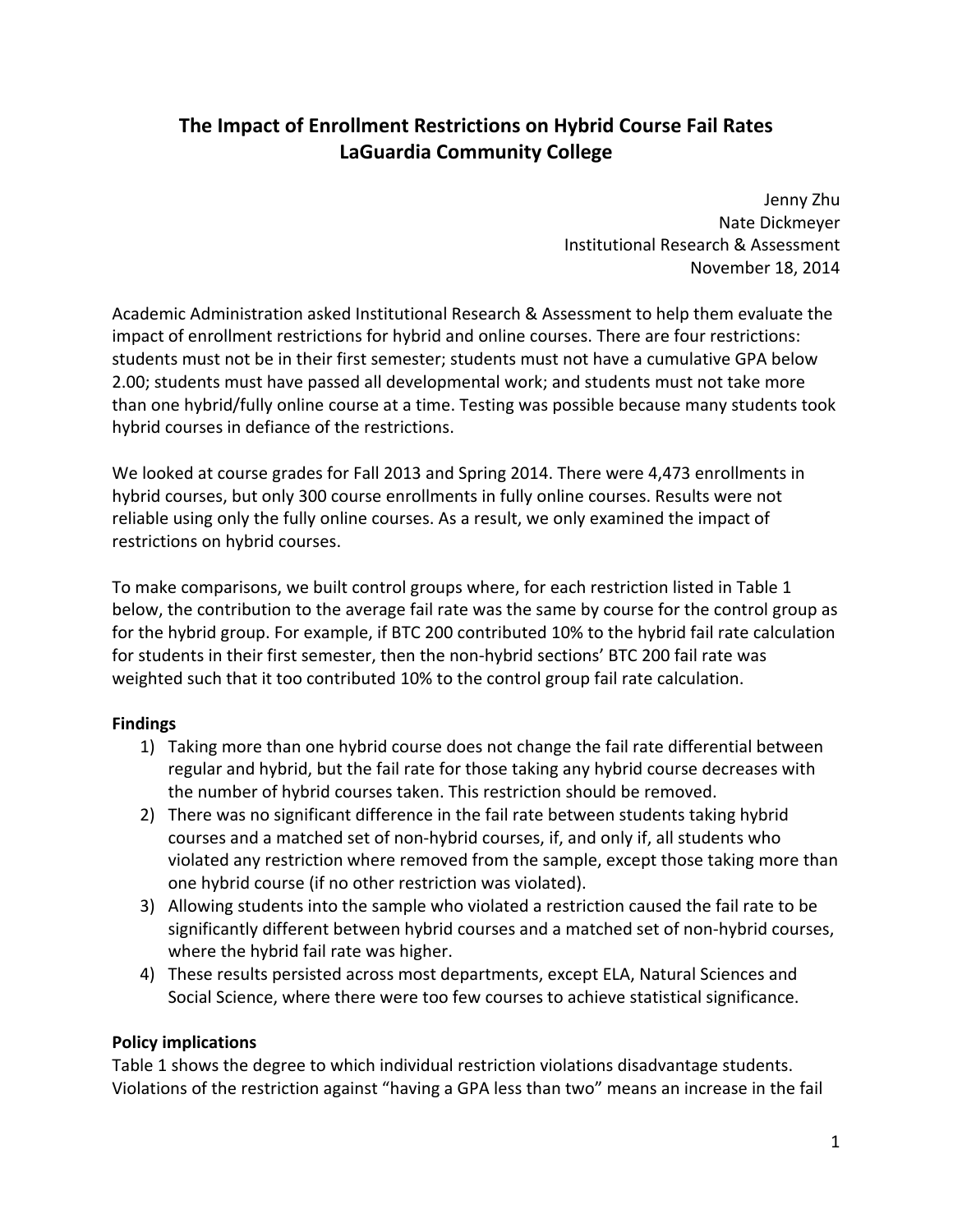# The Impact of Enrollment Restrictions on Hybrid Course Fail Rates
# LaGuardia Community College

Jenny Zhu
Nate Dickmeyer
Institutional Research & Assessment
November 18, 2014

Academic Administration asked Institutional Research & Assessment to help them evaluate the impact of enrollment restrictions for hybrid and online courses. There are four restrictions: students must not be in their first semester; students must not have a cumulative GPA below 2.00; students must have passed all developmental work; and students must not take more than one hybrid/fully online course at a time. Testing was possible because many students took hybrid courses in defiance of the restrictions.

We looked at course grades for Fall 2013 and Spring 2014. There were 4,473 enrollments in hybrid courses, but only 300 course enrollments in fully online courses. Results were not reliable using only the fully online courses. As a result, we only examined the impact of restrictions on hybrid courses.

To make comparisons, we built control groups where, for each restriction listed in Table 1 below, the contribution to the average fail rate was the same by course for the control group as for the hybrid group. For example, if BTC 200 contributed 10% to the hybrid fail rate calculation for students in their first semester, then the non-hybrid sections' BTC 200 fail rate was weighted such that it too contributed 10% to the control group fail rate calculation.

**Findings**

1) Taking more than one hybrid course does not change the fail rate differential between regular and hybrid, but the fail rate for those taking any hybrid course decreases with the number of hybrid courses taken. This restriction should be removed.
2) There was no significant difference in the fail rate between students taking hybrid courses and a matched set of non-hybrid courses, if, and only if, all students who violated any restriction where removed from the sample, except those taking more than one hybrid course (if no other restriction was violated).
3) Allowing students into the sample who violated a restriction caused the fail rate to be significantly different between hybrid courses and a matched set of non-hybrid courses, where the hybrid fail rate was higher.
4) These results persisted across most departments, except ELA, Natural Sciences and Social Science, where there were too few courses to achieve statistical significance.

**Policy implications**

Table 1 shows the degree to which individual restriction violations disadvantage students. Violations of the restriction against "having a GPA less than two" means an increase in the fail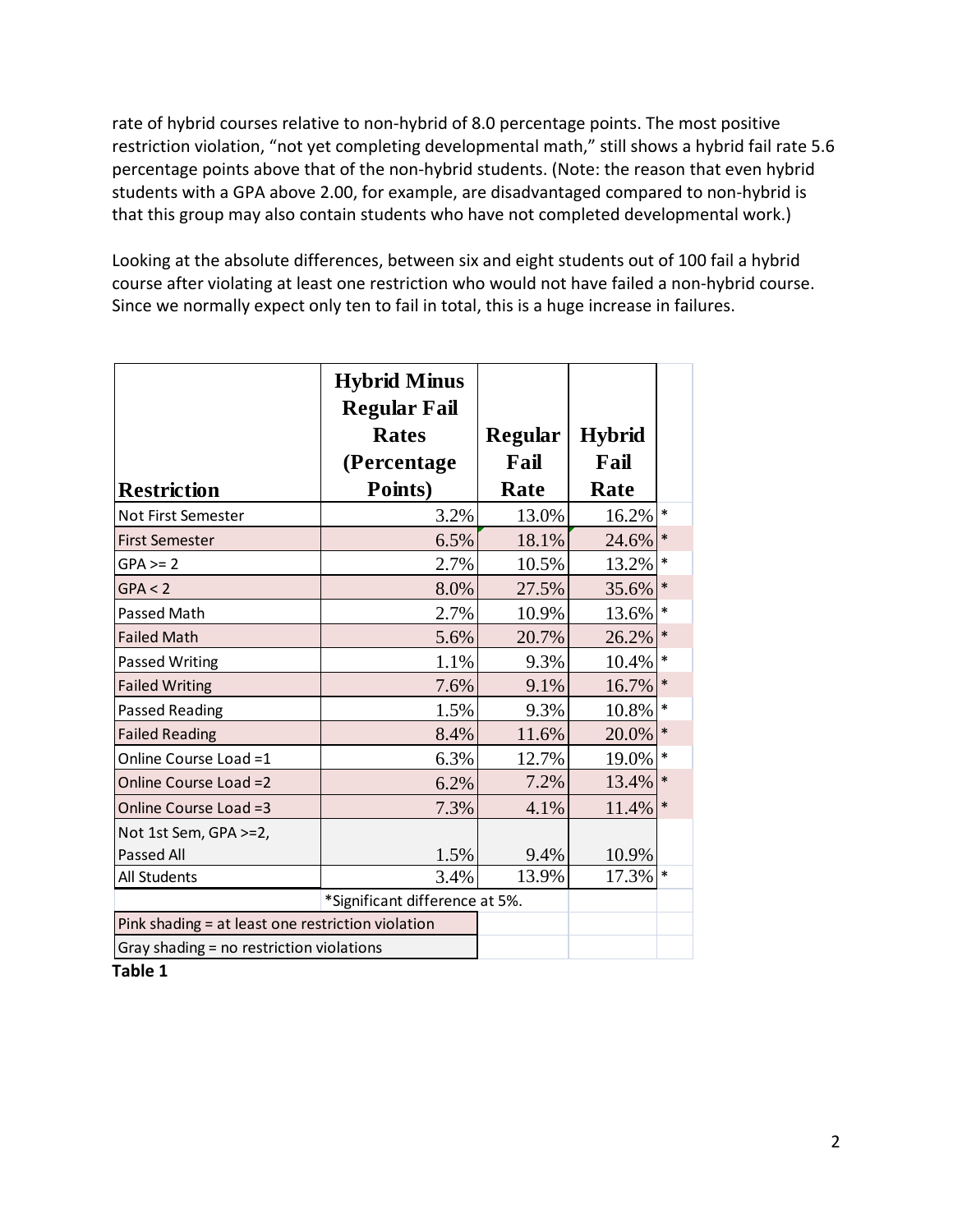rate of hybrid courses relative to non-hybrid of 8.0 percentage points. The most positive restriction violation, "not yet completing developmental math," still shows a hybrid fail rate 5.6 percentage points above that of the non-hybrid students. (Note: the reason that even hybrid students with a GPA above 2.00, for example, are disadvantaged compared to non-hybrid is that this group may also contain students who have not completed developmental work.)

Looking at the absolute differences, between six and eight students out of 100 fail a hybrid course after violating at least one restriction who would not have failed a non-hybrid course. Since we normally expect only ten to fail in total, this is a huge increase in failures.

| Restriction | Hybrid Minus Regular Fail Rates (Percentage Points) | Regular Fail Rate | Hybrid Fail Rate | |
|---|---|---|---|---|
| Not First Semester | 3.2% | 13.0% | 16.2% | * |
| First Semester | 6.5% | 18.1% | 24.6% | * |
| GPA >= 2 | 2.7% | 10.5% | 13.2% | * |
| GPA < 2 | 8.0% | 27.5% | 35.6% | * |
| Passed Math | 2.7% | 10.9% | 13.6% | * |
| Failed Math | 5.6% | 20.7% | 26.2% | * |
| Passed Writing | 1.1% | 9.3% | 10.4% | * |
| Failed Writing | 7.6% | 9.1% | 16.7% | * |
| Passed Reading | 1.5% | 9.3% | 10.8% | * |
| Failed Reading | 8.4% | 11.6% | 20.0% | * |
| Online Course Load =1 | 6.3% | 12.7% | 19.0% | * |
| Online Course Load =2 | 6.2% | 7.2% | 13.4% | * |
| Online Course Load =3 | 7.3% | 4.1% | 11.4% | * |
| Not 1st Sem, GPA >=2, Passed All | 1.5% | 9.4% | 10.9% | |
| All Students | 3.4% | 13.9% | 17.3% | * |
| | *Significant difference at 5%. | | | |
| Pink shading = at least one restriction violation | | | | |
| Gray shading = no restriction violations | | | | |

**Table 1**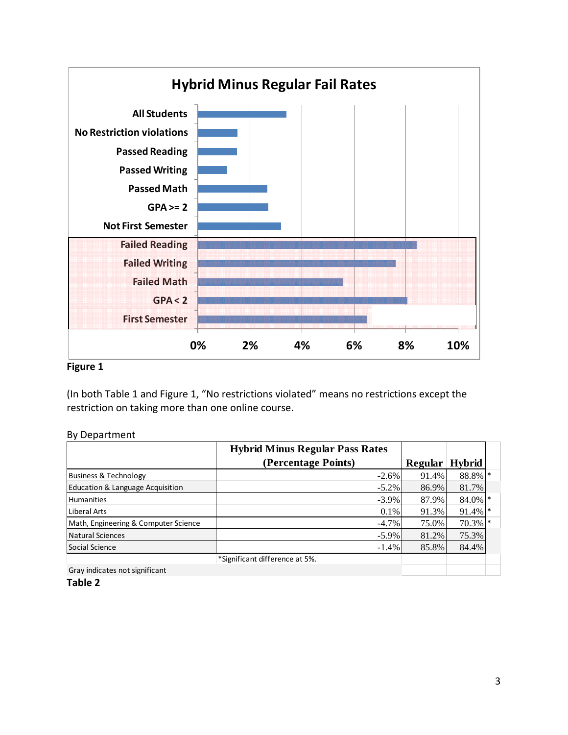**Hybrid Minus Regular Fail Rates**

| | |
|---|---|
| All Students | |
| No Restriction violations | |
| Passed Reading | |
| Passed Writing | |
| Passed Math | |
| GPA >= 2 | |
| Not First Semester | |
| Failed Reading | |
| Failed Writing | |
| Failed Math | |
| GPA < 2 | |
| First Semester | |

0% 2% 4% 6% 8% 10%

**Figure 1**

(In both Table 1 and Figure 1, "No restrictions violated" means no restrictions except the restriction on taking more than one online course.

By Department

| | Hybrid Minus Regular Pass Rates (Percentage Points) | Regular | Hybrid | |
|---|---|---|---|---|
| Business & Technology | -2.6% | 91.4% | 88.8% | * |
| Education & Language Acquisition | -5.2% | 86.9% | 81.7% | |
| Humanities | -3.9% | 87.9% | 84.0% | * |
| Liberal Arts | 0.1% | 91.3% | 91.4% | * |
| Math, Engineering & Computer Science | -4.7% | 75.0% | 70.3% | * |
| Natural Sciences | -5.9% | 81.2% | 75.3% | |
| Social Science | -1.4% | 85.8% | 84.4% | |
| | *Significant difference at 5%. | | | |
| Gray indicates not significant | | | | |

**Table 2**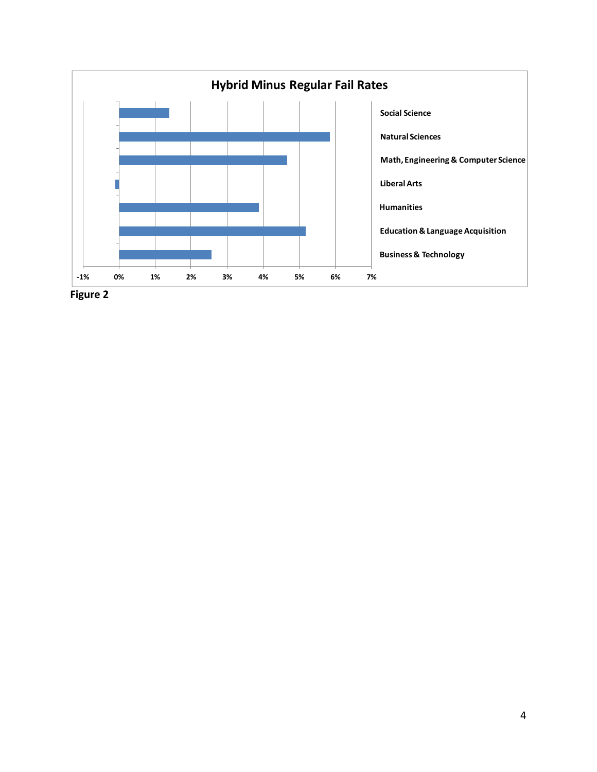**Hybrid Minus Regular Fail Rates**

Social Science

Natural Sciences

Math, Engineering & Computer Science

Liberal Arts

Humanities

Education & Language Acquisition

Business & Technology

-1% 0% 1% 2% 3% 4% 5% 6% 7%

**Figure 2**